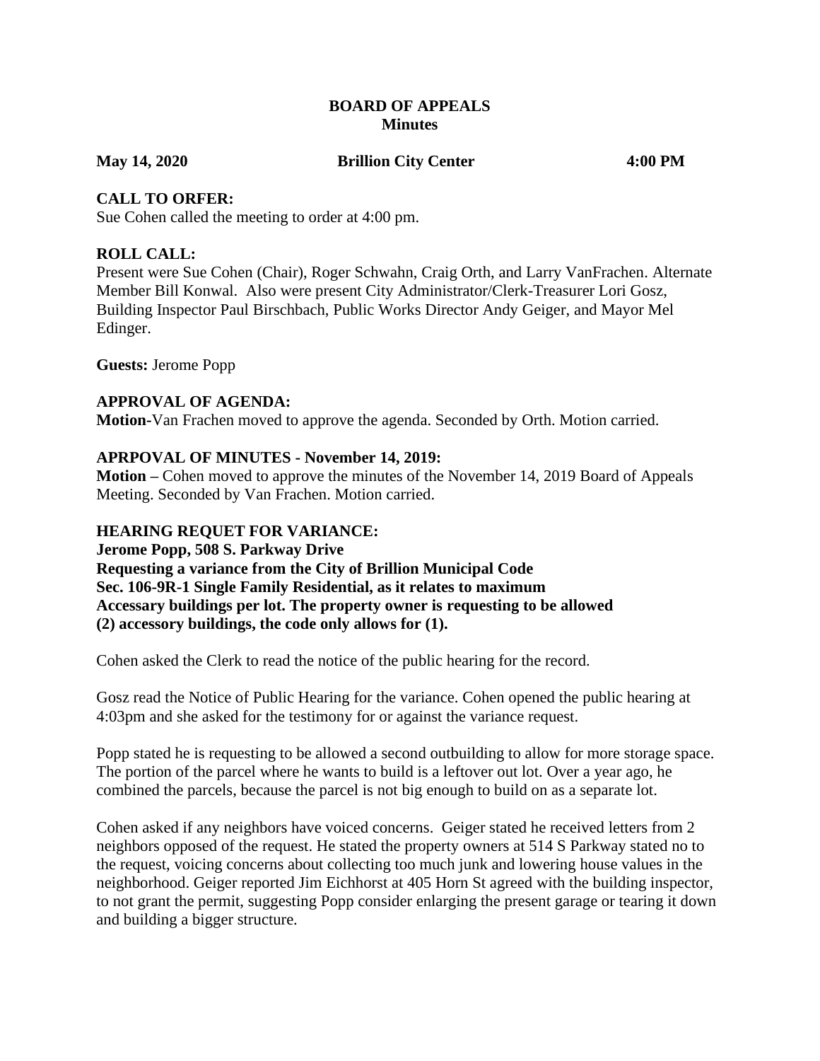# BOARD OF APPEALS
## Minutes

**May 14, 2020** **Brillion City Center** **4:00 PM**

**CALL TO ORFER:**
Sue Cohen called the meeting to order at 4:00 pm.

**ROLL CALL:**
Present were Sue Cohen (Chair), Roger Schwahn, Craig Orth, and Larry VanFrachen. Alternate Member Bill Konwal. Also were present City Administrator/Clerk-Treasurer Lori Gosz, Building Inspector Paul Birschbach, Public Works Director Andy Geiger, and Mayor Mel Edinger.

**Guests:** Jerome Popp

**APPROVAL OF AGENDA:**
**Motion**-Van Frachen moved to approve the agenda. Seconded by Orth. Motion carried.

**APRPOVAL OF MINUTES - November 14, 2019:**
**Motion –** Cohen moved to approve the minutes of the November 14, 2019 Board of Appeals Meeting. Seconded by Van Frachen. Motion carried.

**HEARING REQUET FOR VARIANCE:**
**Jerome Popp, 508 S. Parkway Drive**
**Requesting a variance from the City of Brillion Municipal Code**
**Sec. 106-9R-1 Single Family Residential, as it relates to maximum**
**Accessary buildings per lot. The property owner is requesting to be allowed**
**(2) accessory buildings, the code only allows for (1).**

Cohen asked the Clerk to read the notice of the public hearing for the record.

Gosz read the Notice of Public Hearing for the variance. Cohen opened the public hearing at 4:03pm and she asked for the testimony for or against the variance request.

Popp stated he is requesting to be allowed a second outbuilding to allow for more storage space. The portion of the parcel where he wants to build is a leftover out lot. Over a year ago, he combined the parcels, because the parcel is not big enough to build on as a separate lot.

Cohen asked if any neighbors have voiced concerns. Geiger stated he received letters from 2 neighbors opposed of the request. He stated the property owners at 514 S Parkway stated no to the request, voicing concerns about collecting too much junk and lowering house values in the neighborhood. Geiger reported Jim Eichhorst at 405 Horn St agreed with the building inspector, to not grant the permit, suggesting Popp consider enlarging the present garage or tearing it down and building a bigger structure.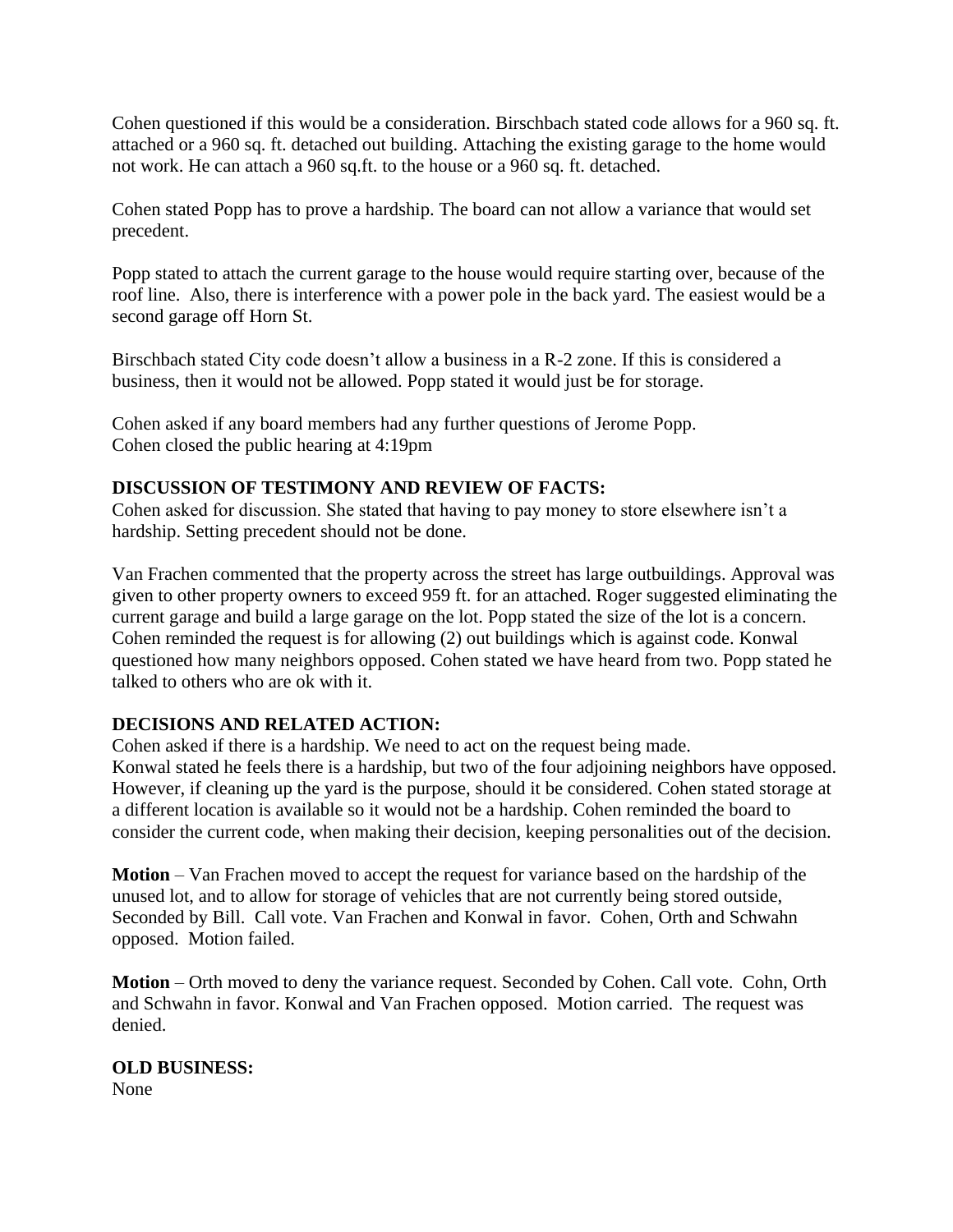Cohen questioned if this would be a consideration. Birschbach stated code allows for a 960 sq. ft. attached or a 960 sq. ft. detached out building. Attaching the existing garage to the home would not work. He can attach a 960 sq.ft. to the house or a 960 sq. ft. detached.

Cohen stated Popp has to prove a hardship. The board can not allow a variance that would set precedent.

Popp stated to attach the current garage to the house would require starting over, because of the roof line. Also, there is interference with a power pole in the back yard. The easiest would be a second garage off Horn St.

Birschbach stated City code doesn't allow a business in a R-2 zone. If this is considered a business, then it would not be allowed. Popp stated it would just be for storage.

Cohen asked if any board members had any further questions of Jerome Popp.
Cohen closed the public hearing at 4:19pm

**DISCUSSION OF TESTIMONY AND REVIEW OF FACTS:**
Cohen asked for discussion. She stated that having to pay money to store elsewhere isn't a hardship. Setting precedent should not be done.

Van Frachen commented that the property across the street has large outbuildings. Approval was given to other property owners to exceed 959 ft. for an attached. Roger suggested eliminating the current garage and build a large garage on the lot. Popp stated the size of the lot is a concern. Cohen reminded the request is for allowing (2) out buildings which is against code. Konwal questioned how many neighbors opposed. Cohen stated we have heard from two. Popp stated he talked to others who are ok with it.

**DECISIONS AND RELATED ACTION:**
Cohen asked if there is a hardship. We need to act on the request being made.
Konwal stated he feels there is a hardship, but two of the four adjoining neighbors have opposed. However, if cleaning up the yard is the purpose, should it be considered. Cohen stated storage at a different location is available so it would not be a hardship. Cohen reminded the board to consider the current code, when making their decision, keeping personalities out of the decision.

**Motion** – Van Frachen moved to accept the request for variance based on the hardship of the unused lot, and to allow for storage of vehicles that are not currently being stored outside, Seconded by Bill. Call vote. Van Frachen and Konwal in favor. Cohen, Orth and Schwahn opposed. Motion failed.

**Motion** – Orth moved to deny the variance request. Seconded by Cohen. Call vote. Cohn, Orth and Schwahn in favor. Konwal and Van Frachen opposed. Motion carried. The request was denied.

**OLD BUSINESS:**
None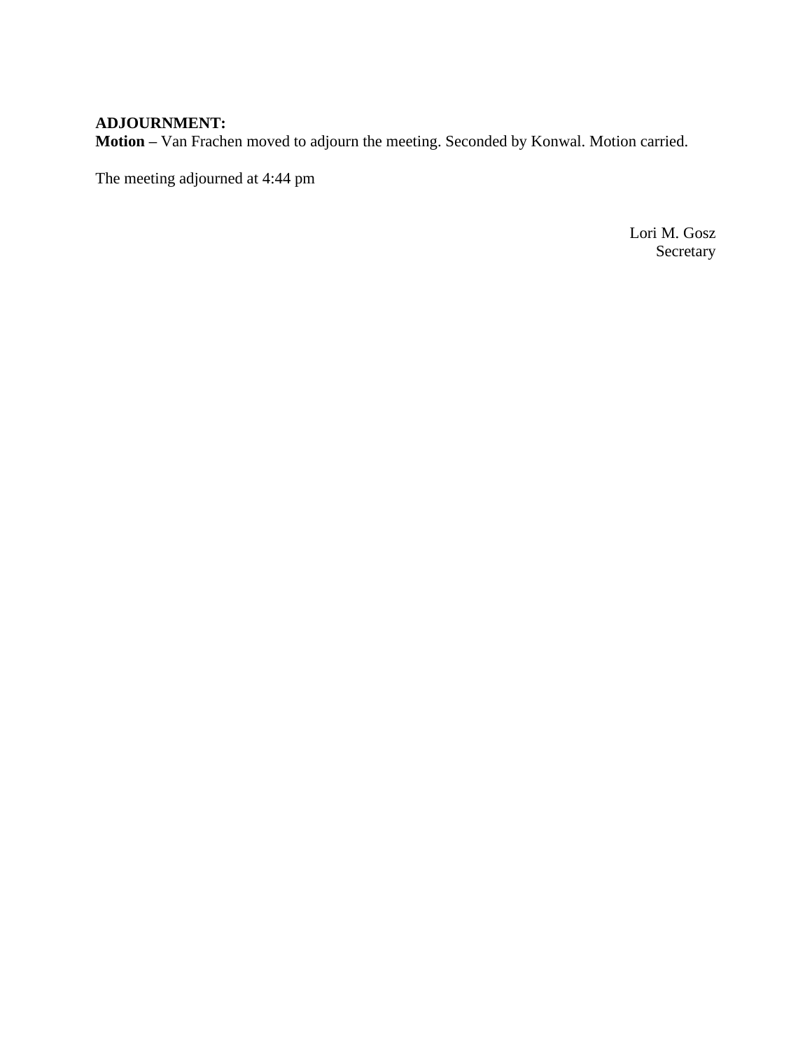**ADJOURNMENT:**
**Motion –** Van Frachen moved to adjourn the meeting. Seconded by Konwal. Motion carried.

The meeting adjourned at 4:44 pm

Lori M. Gosz
Secretary